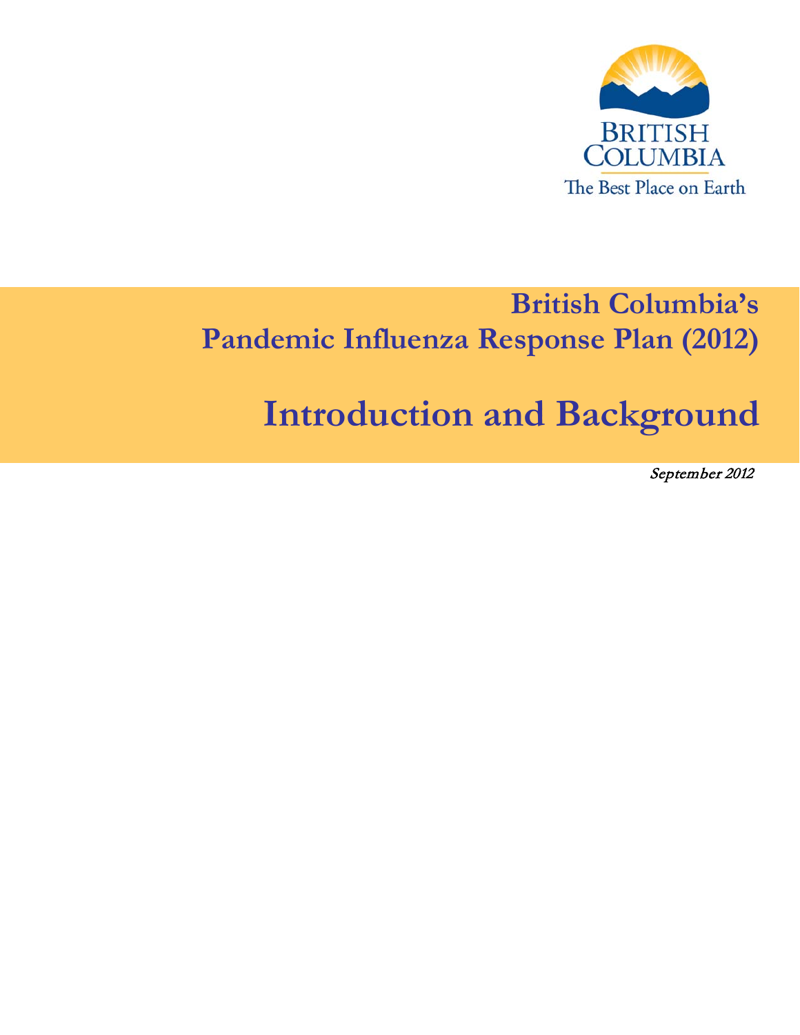BRITISH COLUMBIA
The Best Place on Earth

# British Columbia's Pandemic Influenza Response Plan (2012)

# Introduction and Background

*September 2012*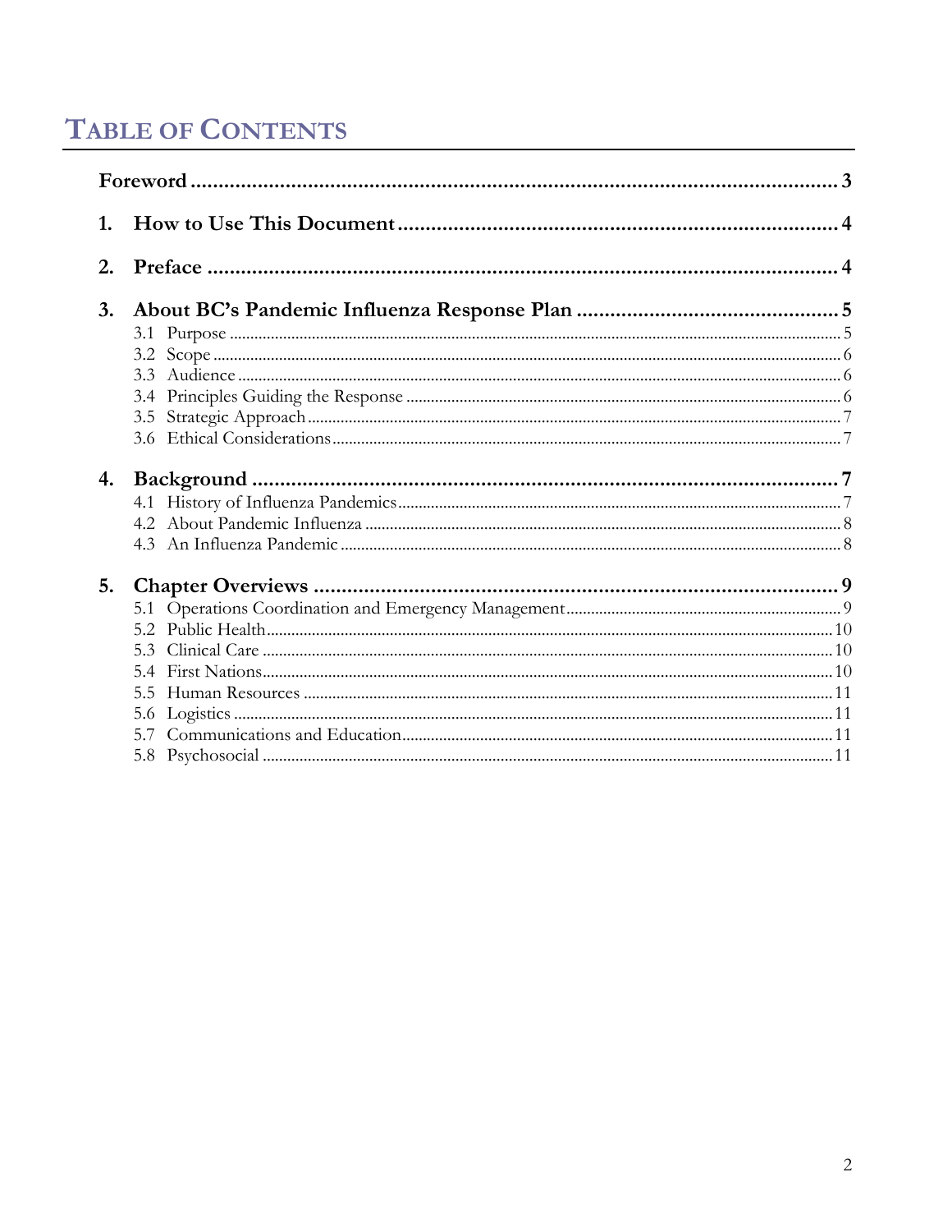# TABLE OF CONTENTS

**Foreword** ........................................................................................................ **3**

**1. How to Use This Document** ................................................................ **4**

**2. Preface** ................................................................................................ **4**

**3. About BC's Pandemic Influenza Response Plan** ................................ **5**

- 3.1 Purpose ........................................................................................ 5
- 3.2 Scope ........................................................................................... 6
- 3.3 Audience ...................................................................................... 6
- 3.4 Principles Guiding the Response .................................................. 6
- 3.5 Strategic Approach ...................................................................... 7
- 3.6 Ethical Considerations ................................................................. 7

**4. Background** ........................................................................................ **7**

- 4.1 History of Influenza Pandemics .................................................... 7
- 4.2 About Pandemic Influenza ........................................................... 8
- 4.3 An Influenza Pandemic ................................................................ 8

**5. Chapter Overviews** ............................................................................. **9**

- 5.1 Operations Coordination and Emergency Management ................ 9
- 5.2 Public Health .............................................................................. 10
- 5.3 Clinical Care ............................................................................... 10
- 5.4 First Nations ............................................................................... 10
- 5.5 Human Resources ....................................................................... 11
- 5.6 Logistics ..................................................................................... 11
- 5.7 Communications and Education .................................................. 11
- 5.8 Psychosocial ............................................................................... 11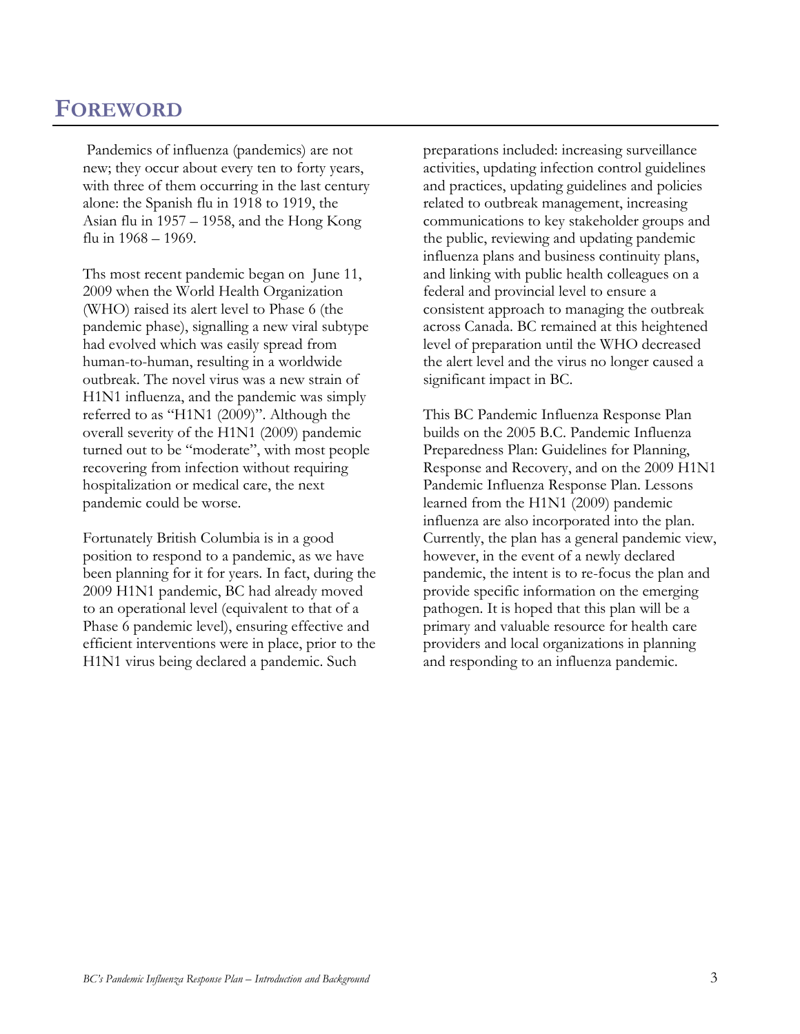# FOREWORD

Pandemics of influenza (pandemics) are not new; they occur about every ten to forty years, with three of them occurring in the last century alone: the Spanish flu in 1918 to 1919, the Asian flu in 1957 – 1958, and the Hong Kong flu in 1968 – 1969.

Ths most recent pandemic began on June 11, 2009 when the World Health Organization (WHO) raised its alert level to Phase 6 (the pandemic phase), signalling a new viral subtype had evolved which was easily spread from human-to-human, resulting in a worldwide outbreak. The novel virus was a new strain of H1N1 influenza, and the pandemic was simply referred to as "H1N1 (2009)". Although the overall severity of the H1N1 (2009) pandemic turned out to be "moderate", with most people recovering from infection without requiring hospitalization or medical care, the next pandemic could be worse.

Fortunately British Columbia is in a good position to respond to a pandemic, as we have been planning for it for years. In fact, during the 2009 H1N1 pandemic, BC had already moved to an operational level (equivalent to that of a Phase 6 pandemic level), ensuring effective and efficient interventions were in place, prior to the H1N1 virus being declared a pandemic. Such preparations included: increasing surveillance activities, updating infection control guidelines and practices, updating guidelines and policies related to outbreak management, increasing communications to key stakeholder groups and the public, reviewing and updating pandemic influenza plans and business continuity plans, and linking with public health colleagues on a federal and provincial level to ensure a consistent approach to managing the outbreak across Canada. BC remained at this heightened level of preparation until the WHO decreased the alert level and the virus no longer caused a significant impact in BC.

This BC Pandemic Influenza Response Plan builds on the 2005 B.C. Pandemic Influenza Preparedness Plan: Guidelines for Planning, Response and Recovery, and on the 2009 H1N1 Pandemic Influenza Response Plan. Lessons learned from the H1N1 (2009) pandemic influenza are also incorporated into the plan. Currently, the plan has a general pandemic view, however, in the event of a newly declared pandemic, the intent is to re-focus the plan and provide specific information on the emerging pathogen. It is hoped that this plan will be a primary and valuable resource for health care providers and local organizations in planning and responding to an influenza pandemic.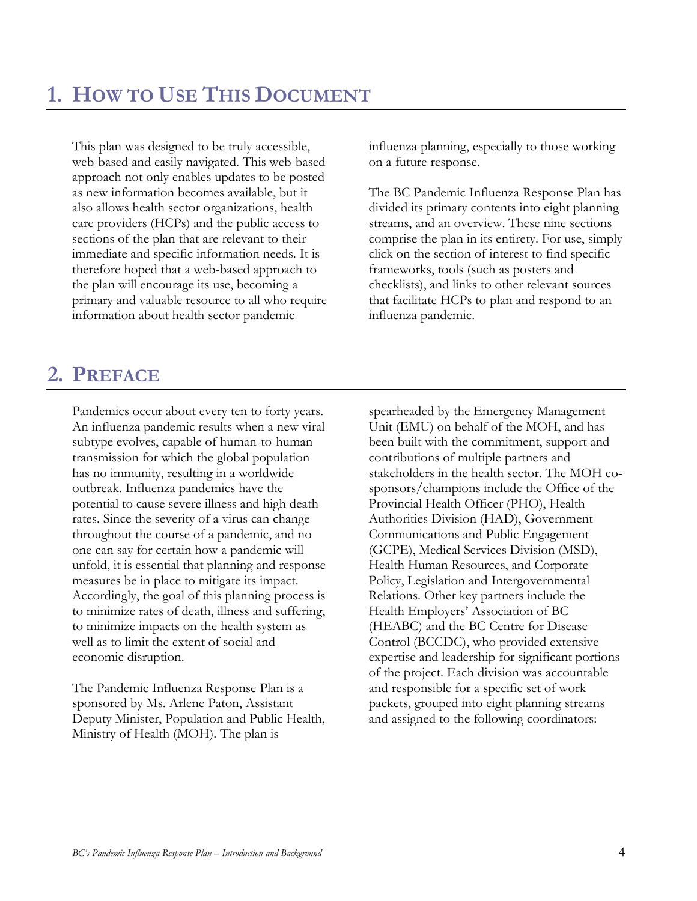# 1. How to Use This Document

This plan was designed to be truly accessible, web-based and easily navigated. This web-based approach not only enables updates to be posted as new information becomes available, but it also allows health sector organizations, health care providers (HCPs) and the public access to sections of the plan that are relevant to their immediate and specific information needs. It is therefore hoped that a web-based approach to the plan will encourage its use, becoming a primary and valuable resource to all who require information about health sector pandemic influenza planning, especially to those working on a future response.

The BC Pandemic Influenza Response Plan has divided its primary contents into eight planning streams, and an overview. These nine sections comprise the plan in its entirety. For use, simply click on the section of interest to find specific frameworks, tools (such as posters and checklists), and links to other relevant sources that facilitate HCPs to plan and respond to an influenza pandemic.

# 2. Preface

Pandemics occur about every ten to forty years. An influenza pandemic results when a new viral subtype evolves, capable of human-to-human transmission for which the global population has no immunity, resulting in a worldwide outbreak. Influenza pandemics have the potential to cause severe illness and high death rates. Since the severity of a virus can change throughout the course of a pandemic, and no one can say for certain how a pandemic will unfold, it is essential that planning and response measures be in place to mitigate its impact. Accordingly, the goal of this planning process is to minimize rates of death, illness and suffering, to minimize impacts on the health system as well as to limit the extent of social and economic disruption.

The Pandemic Influenza Response Plan is a sponsored by Ms. Arlene Paton, Assistant Deputy Minister, Population and Public Health, Ministry of Health (MOH). The plan is spearheaded by the Emergency Management Unit (EMU) on behalf of the MOH, and has been built with the commitment, support and contributions of multiple partners and stakeholders in the health sector. The MOH co-sponsors/champions include the Office of the Provincial Health Officer (PHO), Health Authorities Division (HAD), Government Communications and Public Engagement (GCPE), Medical Services Division (MSD), Health Human Resources, and Corporate Policy, Legislation and Intergovernmental Relations. Other key partners include the Health Employers' Association of BC (HEABC) and the BC Centre for Disease Control (BCCDC), who provided extensive expertise and leadership for significant portions of the project. Each division was accountable and responsible for a specific set of work packets, grouped into eight planning streams and assigned to the following coordinators: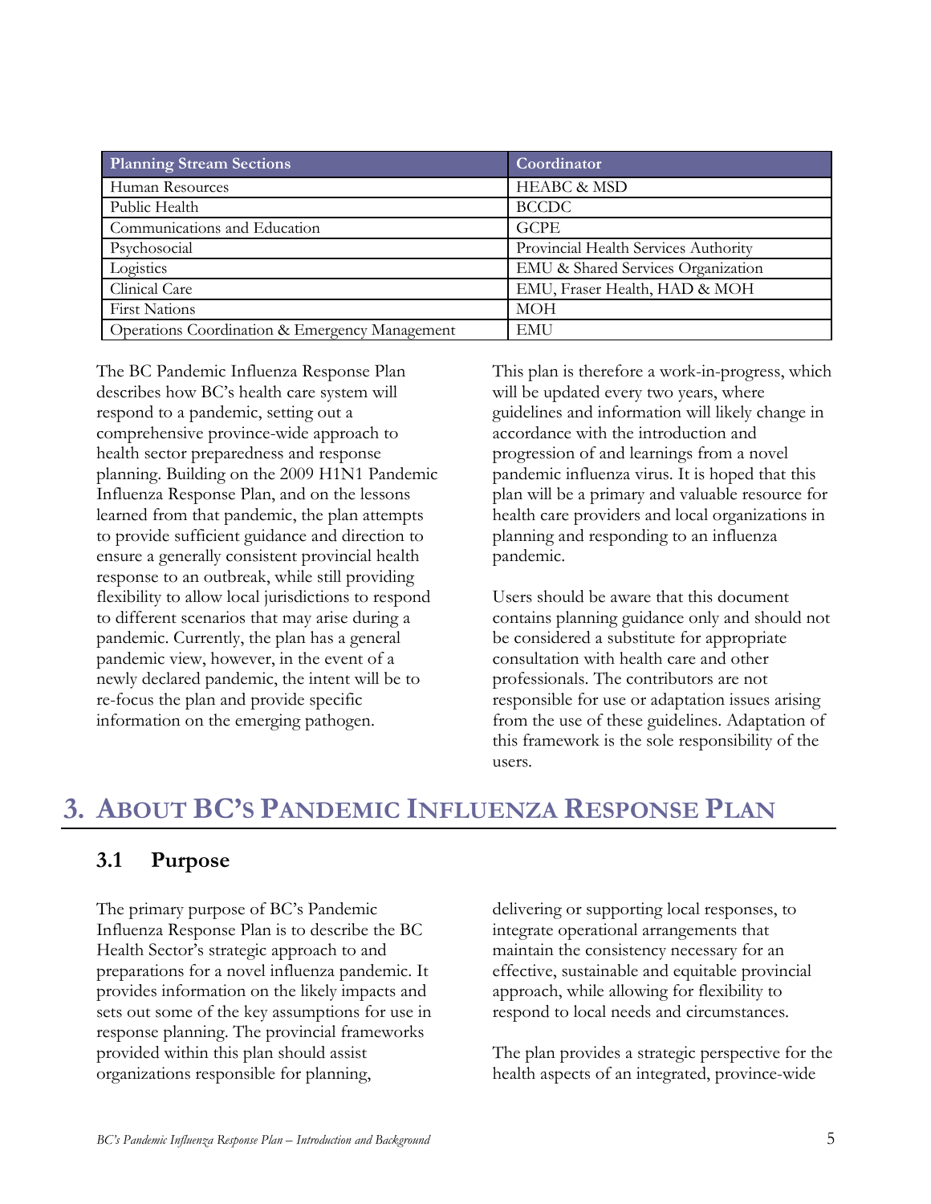| Planning Stream Sections | Coordinator |
| --- | --- |
| Human Resources | HEABC & MSD |
| Public Health | BCCDC |
| Communications and Education | GCPE |
| Psychosocial | Provincial Health Services Authority |
| Logistics | EMU & Shared Services Organization |
| Clinical Care | EMU, Fraser Health, HAD & MOH |
| First Nations | MOH |
| Operations Coordination & Emergency Management | EMU |

The BC Pandemic Influenza Response Plan describes how BC's health care system will respond to a pandemic, setting out a comprehensive province-wide approach to health sector preparedness and response planning. Building on the 2009 H1N1 Pandemic Influenza Response Plan, and on the lessons learned from that pandemic, the plan attempts to provide sufficient guidance and direction to ensure a generally consistent provincial health response to an outbreak, while still providing flexibility to allow local jurisdictions to respond to different scenarios that may arise during a pandemic. Currently, the plan has a general pandemic view, however, in the event of a newly declared pandemic, the intent will be to re-focus the plan and provide specific information on the emerging pathogen.

This plan is therefore a work-in-progress, which will be updated every two years, where guidelines and information will likely change in accordance with the introduction and progression of and learnings from a novel pandemic influenza virus. It is hoped that this plan will be a primary and valuable resource for health care providers and local organizations in planning and responding to an influenza pandemic.

Users should be aware that this document contains planning guidance only and should not be considered a substitute for appropriate consultation with health care and other professionals. The contributors are not responsible for use or adaptation issues arising from the use of these guidelines. Adaptation of this framework is the sole responsibility of the users.

# 3. About BC's Pandemic Influenza Response Plan

## 3.1 Purpose

The primary purpose of BC's Pandemic Influenza Response Plan is to describe the BC Health Sector's strategic approach to and preparations for a novel influenza pandemic. It provides information on the likely impacts and sets out some of the key assumptions for use in response planning. The provincial frameworks provided within this plan should assist organizations responsible for planning, delivering or supporting local responses, to integrate operational arrangements that maintain the consistency necessary for an effective, sustainable and equitable provincial approach, while allowing for flexibility to respond to local needs and circumstances.

The plan provides a strategic perspective for the health aspects of an integrated, province-wide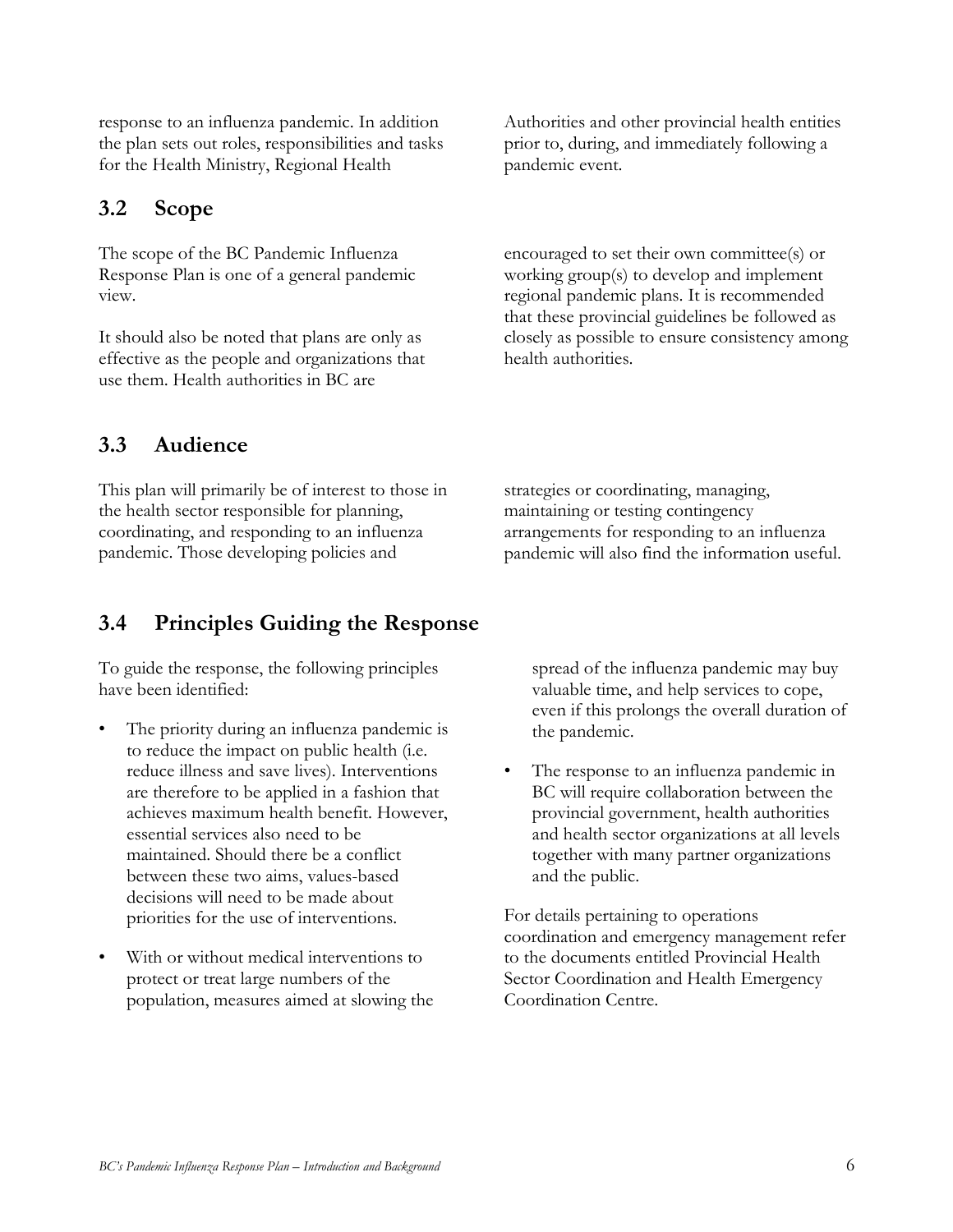response to an influenza pandemic. In addition the plan sets out roles, responsibilities and tasks for the Health Ministry, Regional Health Authorities and other provincial health entities prior to, during, and immediately following a pandemic event.

## 3.2 Scope

The scope of the BC Pandemic Influenza Response Plan is one of a general pandemic view.

It should also be noted that plans are only as effective as the people and organizations that use them. Health authorities in BC are encouraged to set their own committee(s) or working group(s) to develop and implement regional pandemic plans. It is recommended that these provincial guidelines be followed as closely as possible to ensure consistency among health authorities.

## 3.3 Audience

This plan will primarily be of interest to those in the health sector responsible for planning, coordinating, and responding to an influenza pandemic. Those developing policies and strategies or coordinating, managing, maintaining or testing contingency arrangements for responding to an influenza pandemic will also find the information useful.

## 3.4 Principles Guiding the Response

To guide the response, the following principles have been identified:

- The priority during an influenza pandemic is to reduce the impact on public health (i.e. reduce illness and save lives). Interventions are therefore to be applied in a fashion that achieves maximum health benefit. However, essential services also need to be maintained. Should there be a conflict between these two aims, values-based decisions will need to be made about priorities for the use of interventions.
- With or without medical interventions to protect or treat large numbers of the population, measures aimed at slowing the spread of the influenza pandemic may buy valuable time, and help services to cope, even if this prolongs the overall duration of the pandemic.
- The response to an influenza pandemic in BC will require collaboration between the provincial government, health authorities and health sector organizations at all levels together with many partner organizations and the public.

For details pertaining to operations coordination and emergency management refer to the documents entitled Provincial Health Sector Coordination and Health Emergency Coordination Centre.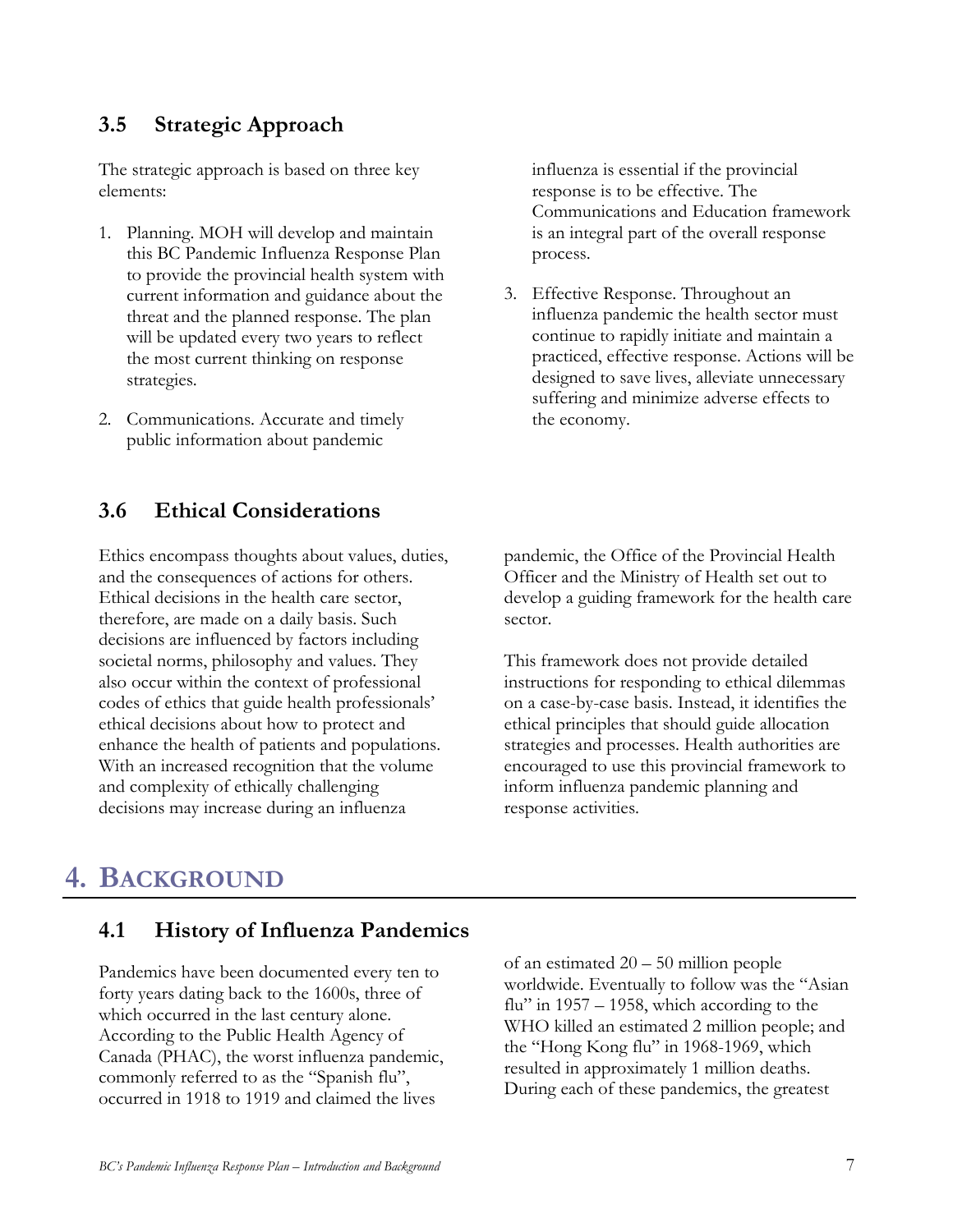### 3.5 Strategic Approach

The strategic approach is based on three key elements:

1. Planning. MOH will develop and maintain this BC Pandemic Influenza Response Plan to provide the provincial health system with current information and guidance about the threat and the planned response. The plan will be updated every two years to reflect the most current thinking on response strategies.
2. Communications. Accurate and timely public information about pandemic influenza is essential if the provincial response is to be effective. The Communications and Education framework is an integral part of the overall response process.
3. Effective Response. Throughout an influenza pandemic the health sector must continue to rapidly initiate and maintain a practiced, effective response. Actions will be designed to save lives, alleviate unnecessary suffering and minimize adverse effects to the economy.

### 3.6 Ethical Considerations

Ethics encompass thoughts about values, duties, and the consequences of actions for others. Ethical decisions in the health care sector, therefore, are made on a daily basis. Such decisions are influenced by factors including societal norms, philosophy and values. They also occur within the context of professional codes of ethics that guide health professionals' ethical decisions about how to protect and enhance the health of patients and populations. With an increased recognition that the volume and complexity of ethically challenging decisions may increase during an influenza pandemic, the Office of the Provincial Health Officer and the Ministry of Health set out to develop a guiding framework for the health care sector.

This framework does not provide detailed instructions for responding to ethical dilemmas on a case-by-case basis. Instead, it identifies the ethical principles that should guide allocation strategies and processes. Health authorities are encouraged to use this provincial framework to inform influenza pandemic planning and response activities.

## 4. Background

### 4.1 History of Influenza Pandemics

Pandemics have been documented every ten to forty years dating back to the 1600s, three of which occurred in the last century alone. According to the Public Health Agency of Canada (PHAC), the worst influenza pandemic, commonly referred to as the "Spanish flu", occurred in 1918 to 1919 and claimed the lives of an estimated 20 – 50 million people worldwide. Eventually to follow was the "Asian flu" in 1957 – 1958, which according to the WHO killed an estimated 2 million people; and the "Hong Kong flu" in 1968-1969, which resulted in approximately 1 million deaths. During each of these pandemics, the greatest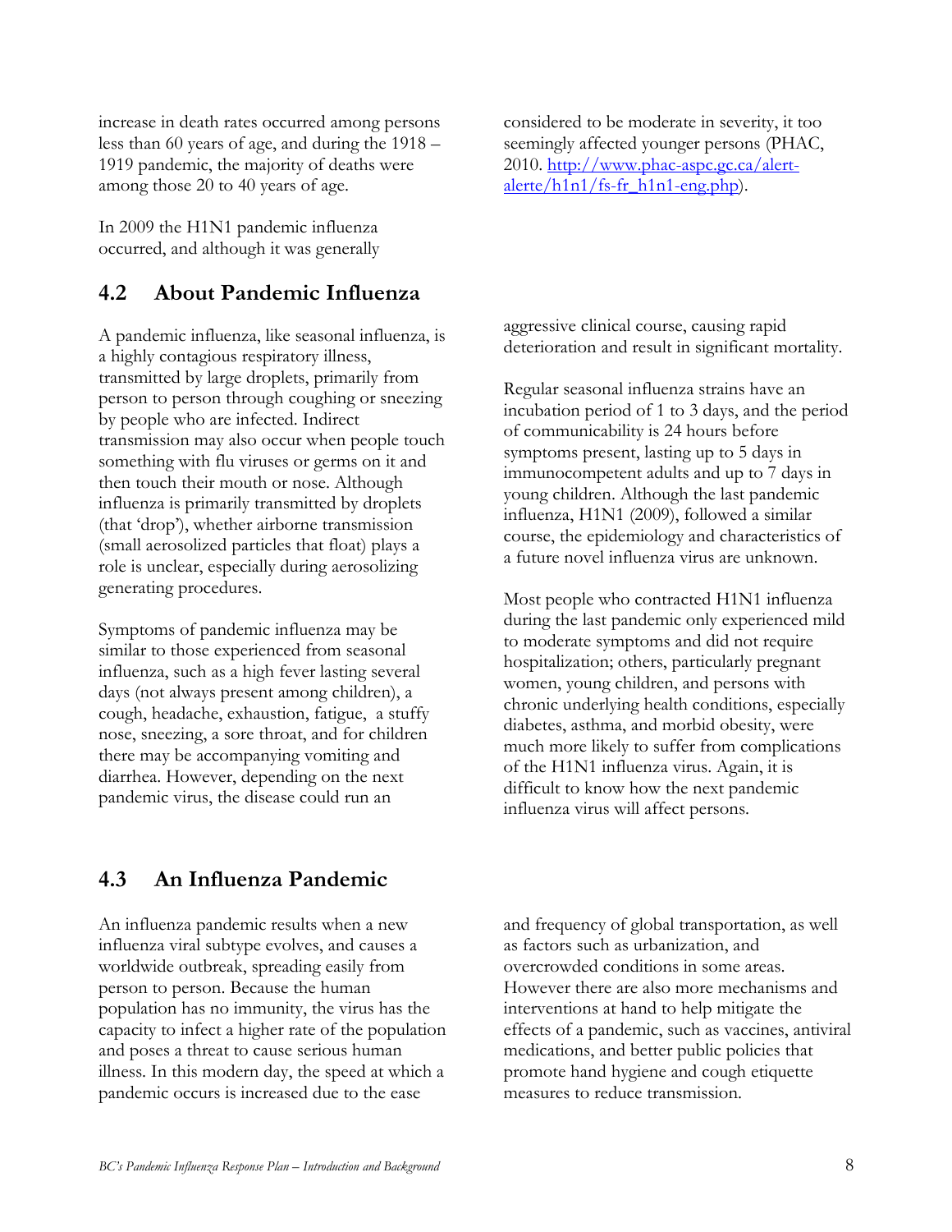increase in death rates occurred among persons less than 60 years of age, and during the 1918 – 1919 pandemic, the majority of deaths were among those 20 to 40 years of age.

In 2009 the H1N1 pandemic influenza occurred, and although it was generally considered to be moderate in severity, it too seemingly affected younger persons (PHAC, 2010. [http://www.phac-aspc.gc.ca/alert-alerte/h1n1/fs-fr_h1n1-eng.php](http://www.phac-aspc.gc.ca/alert-alerte/h1n1/fs-fr_h1n1-eng.php)).

## 4.2 About Pandemic Influenza

A pandemic influenza, like seasonal influenza, is a highly contagious respiratory illness, transmitted by large droplets, primarily from person to person through coughing or sneezing by people who are infected. Indirect transmission may also occur when people touch something with flu viruses or germs on it and then touch their mouth or nose. Although influenza is primarily transmitted by droplets (that 'drop'), whether airborne transmission (small aerosolized particles that float) plays a role is unclear, especially during aerosolizing generating procedures.

Symptoms of pandemic influenza may be similar to those experienced from seasonal influenza, such as a high fever lasting several days (not always present among children), a cough, headache, exhaustion, fatigue, a stuffy nose, sneezing, a sore throat, and for children there may be accompanying vomiting and diarrhea. However, depending on the next pandemic virus, the disease could run an aggressive clinical course, causing rapid deterioration and result in significant mortality.

Regular seasonal influenza strains have an incubation period of 1 to 3 days, and the period of communicability is 24 hours before symptoms present, lasting up to 5 days in immunocompetent adults and up to 7 days in young children. Although the last pandemic influenza, H1N1 (2009), followed a similar course, the epidemiology and characteristics of a future novel influenza virus are unknown.

Most people who contracted H1N1 influenza during the last pandemic only experienced mild to moderate symptoms and did not require hospitalization; others, particularly pregnant women, young children, and persons with chronic underlying health conditions, especially diabetes, asthma, and morbid obesity, were much more likely to suffer from complications of the H1N1 influenza virus. Again, it is difficult to know how the next pandemic influenza virus will affect persons.

## 4.3 An Influenza Pandemic

An influenza pandemic results when a new influenza viral subtype evolves, and causes a worldwide outbreak, spreading easily from person to person. Because the human population has no immunity, the virus has the capacity to infect a higher rate of the population and poses a threat to cause serious human illness. In this modern day, the speed at which a pandemic occurs is increased due to the ease and frequency of global transportation, as well as factors such as urbanization, and overcrowded conditions in some areas. However there are also more mechanisms and interventions at hand to help mitigate the effects of a pandemic, such as vaccines, antiviral medications, and better public policies that promote hand hygiene and cough etiquette measures to reduce transmission.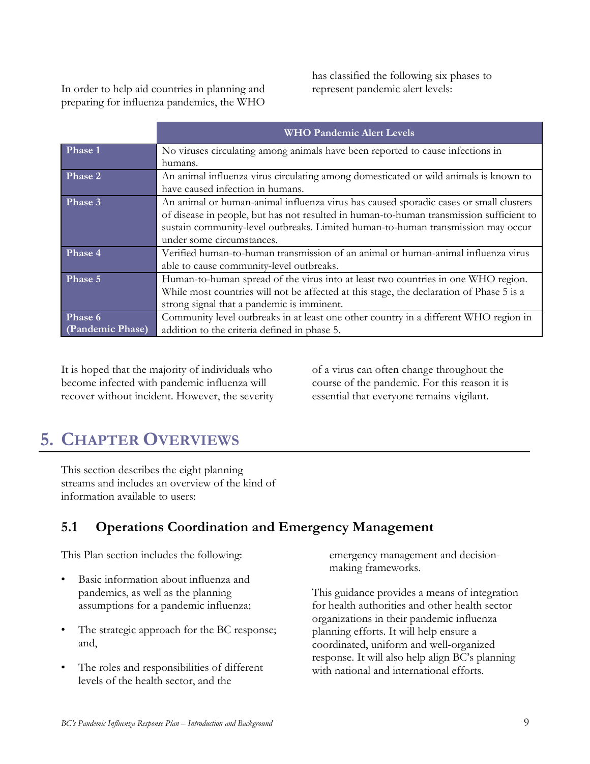In order to help aid countries in planning and preparing for influenza pandemics, the WHO has classified the following six phases to represent pandemic alert levels:

| | WHO Pandemic Alert Levels |
|---|---|
| **Phase 1** | No viruses circulating among animals have been reported to cause infections in humans. |
| **Phase 2** | An animal influenza virus circulating among domesticated or wild animals is known to have caused infection in humans. |
| **Phase 3** | An animal or human-animal influenza virus has caused sporadic cases or small clusters of disease in people, but has not resulted in human-to-human transmission sufficient to sustain community-level outbreaks. Limited human-to-human transmission may occur under some circumstances. |
| **Phase 4** | Verified human-to-human transmission of an animal or human-animal influenza virus able to cause community-level outbreaks. |
| **Phase 5** | Human-to-human spread of the virus into at least two countries in one WHO region. While most countries will not be affected at this stage, the declaration of Phase 5 is a strong signal that a pandemic is imminent. |
| **Phase 6 (Pandemic Phase)** | Community level outbreaks in at least one other country in a different WHO region in addition to the criteria defined in phase 5. |

It is hoped that the majority of individuals who become infected with pandemic influenza will recover without incident. However, the severity of a virus can often change throughout the course of the pandemic. For this reason it is essential that everyone remains vigilant.

# 5. Chapter Overviews

This section describes the eight planning streams and includes an overview of the kind of information available to users:

## 5.1 Operations Coordination and Emergency Management

This Plan section includes the following:

- Basic information about influenza and pandemics, as well as the planning assumptions for a pandemic influenza;
- The strategic approach for the BC response; and,
- The roles and responsibilities of different levels of the health sector, and the emergency management and decision-making frameworks.

This guidance provides a means of integration for health authorities and other health sector organizations in their pandemic influenza planning efforts. It will help ensure a coordinated, uniform and well-organized response. It will also help align BC's planning with national and international efforts.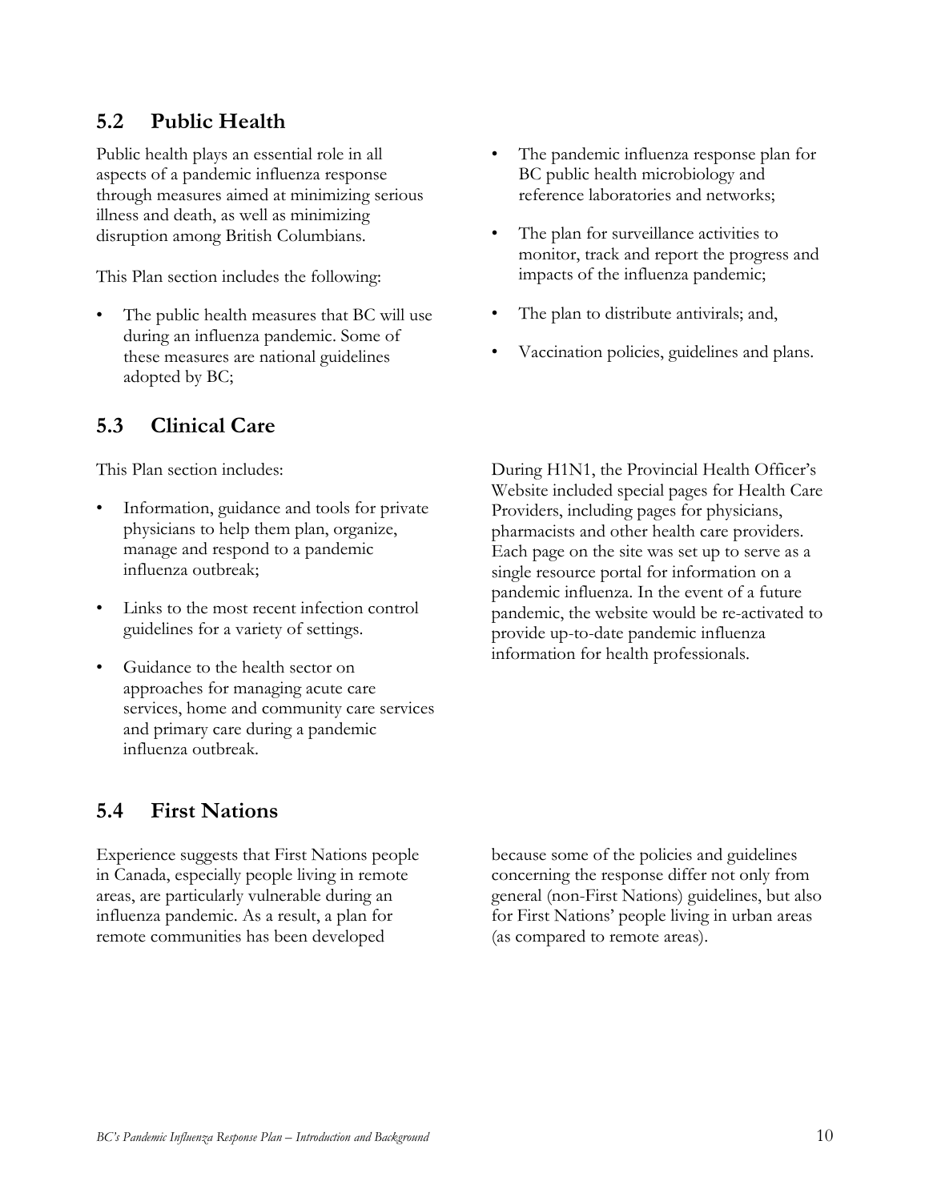## 5.2 Public Health

Public health plays an essential role in all aspects of a pandemic influenza response through measures aimed at minimizing serious illness and death, as well as minimizing disruption among British Columbians.

This Plan section includes the following:

- The public health measures that BC will use during an influenza pandemic. Some of these measures are national guidelines adopted by BC;
- The pandemic influenza response plan for BC public health microbiology and reference laboratories and networks;
- The plan for surveillance activities to monitor, track and report the progress and impacts of the influenza pandemic;
- The plan to distribute antivirals; and,
- Vaccination policies, guidelines and plans.

## 5.3 Clinical Care

This Plan section includes:

- Information, guidance and tools for private physicians to help them plan, organize, manage and respond to a pandemic influenza outbreak;
- Links to the most recent infection control guidelines for a variety of settings.
- Guidance to the health sector on approaches for managing acute care services, home and community care services and primary care during a pandemic influenza outbreak.

During H1N1, the Provincial Health Officer's Website included special pages for Health Care Providers, including pages for physicians, pharmacists and other health care providers. Each page on the site was set up to serve as a single resource portal for information on a pandemic influenza. In the event of a future pandemic, the website would be re-activated to provide up-to-date pandemic influenza information for health professionals.

## 5.4 First Nations

Experience suggests that First Nations people in Canada, especially people living in remote areas, are particularly vulnerable during an influenza pandemic. As a result, a plan for remote communities has been developed because some of the policies and guidelines concerning the response differ not only from general (non-First Nations) guidelines, but also for First Nations' people living in urban areas (as compared to remote areas).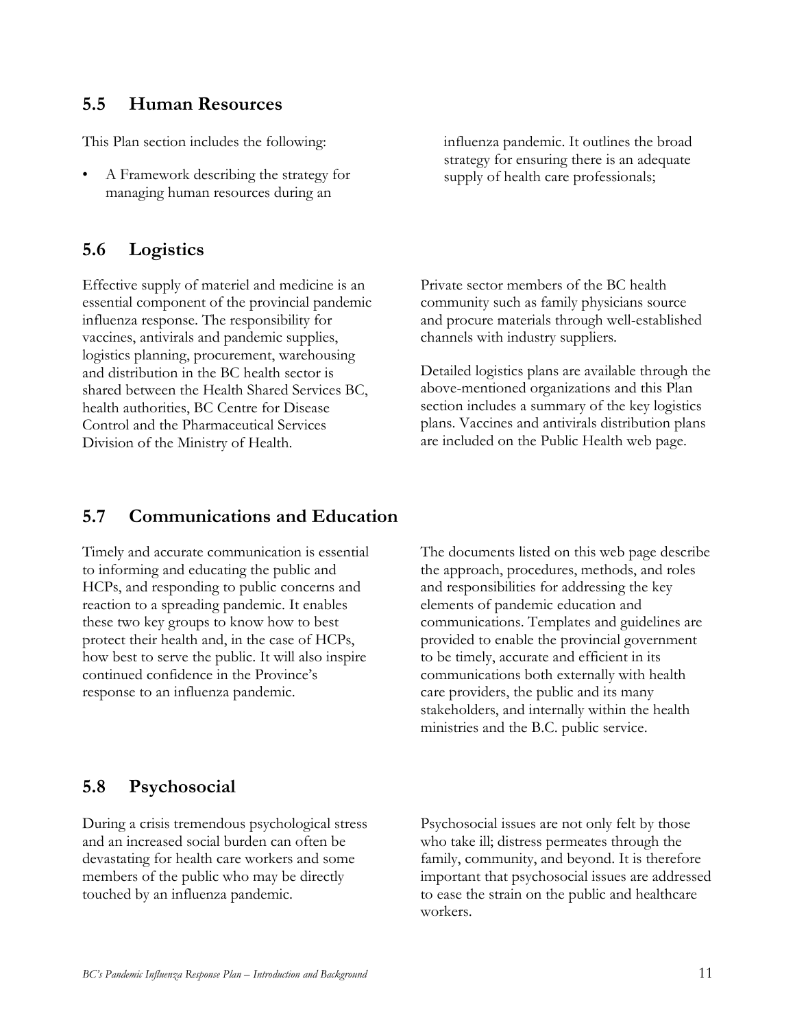## 5.5 Human Resources

This Plan section includes the following:

- A Framework describing the strategy for managing human resources during an influenza pandemic. It outlines the broad strategy for ensuring there is an adequate supply of health care professionals;

## 5.6 Logistics

Effective supply of materiel and medicine is an essential component of the provincial pandemic influenza response. The responsibility for vaccines, antivirals and pandemic supplies, logistics planning, procurement, warehousing and distribution in the BC health sector is shared between the Health Shared Services BC, health authorities, BC Centre for Disease Control and the Pharmaceutical Services Division of the Ministry of Health.

Private sector members of the BC health community such as family physicians source and procure materials through well-established channels with industry suppliers.

Detailed logistics plans are available through the above-mentioned organizations and this Plan section includes a summary of the key logistics plans. Vaccines and antivirals distribution plans are included on the Public Health web page.

## 5.7 Communications and Education

Timely and accurate communication is essential to informing and educating the public and HCPs, and responding to public concerns and reaction to a spreading pandemic. It enables these two key groups to know how to best protect their health and, in the case of HCPs, how best to serve the public. It will also inspire continued confidence in the Province's response to an influenza pandemic.

The documents listed on this web page describe the approach, procedures, methods, and roles and responsibilities for addressing the key elements of pandemic education and communications. Templates and guidelines are provided to enable the provincial government to be timely, accurate and efficient in its communications both externally with health care providers, the public and its many stakeholders, and internally within the health ministries and the B.C. public service.

## 5.8 Psychosocial

During a crisis tremendous psychological stress and an increased social burden can often be devastating for health care workers and some members of the public who may be directly touched by an influenza pandemic.

Psychosocial issues are not only felt by those who take ill; distress permeates through the family, community, and beyond. It is therefore important that psychosocial issues are addressed to ease the strain on the public and healthcare workers.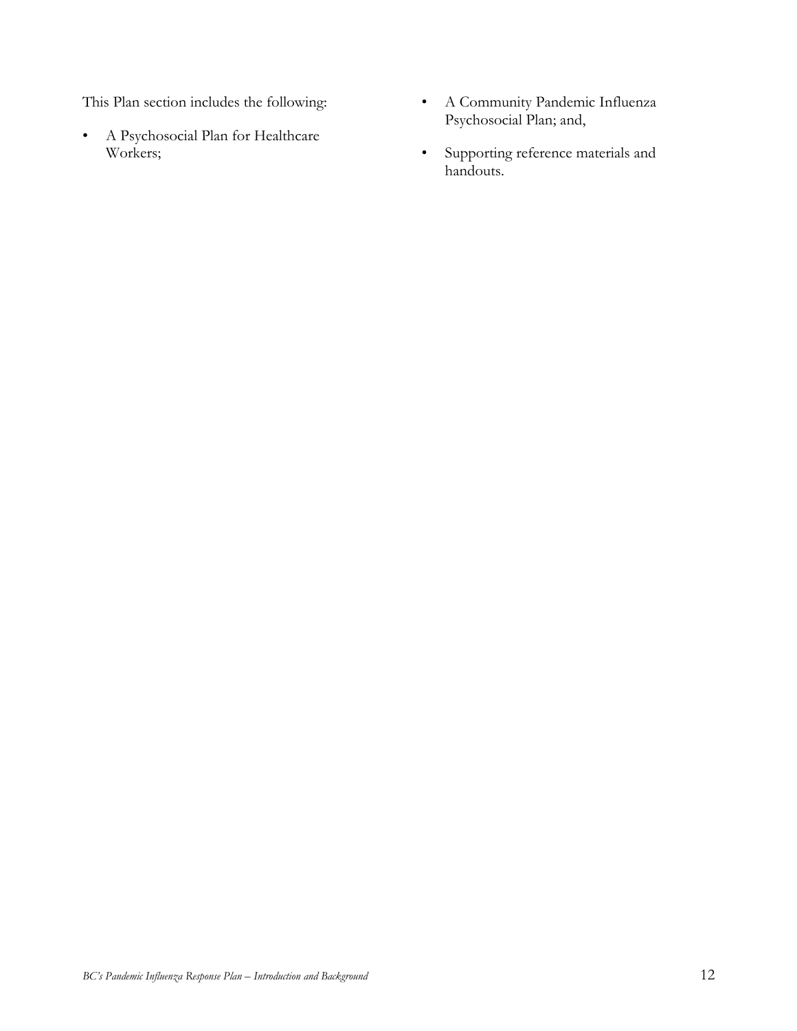This Plan section includes the following:

- A Psychosocial Plan for Healthcare Workers;
- A Community Pandemic Influenza Psychosocial Plan; and,
- Supporting reference materials and handouts.